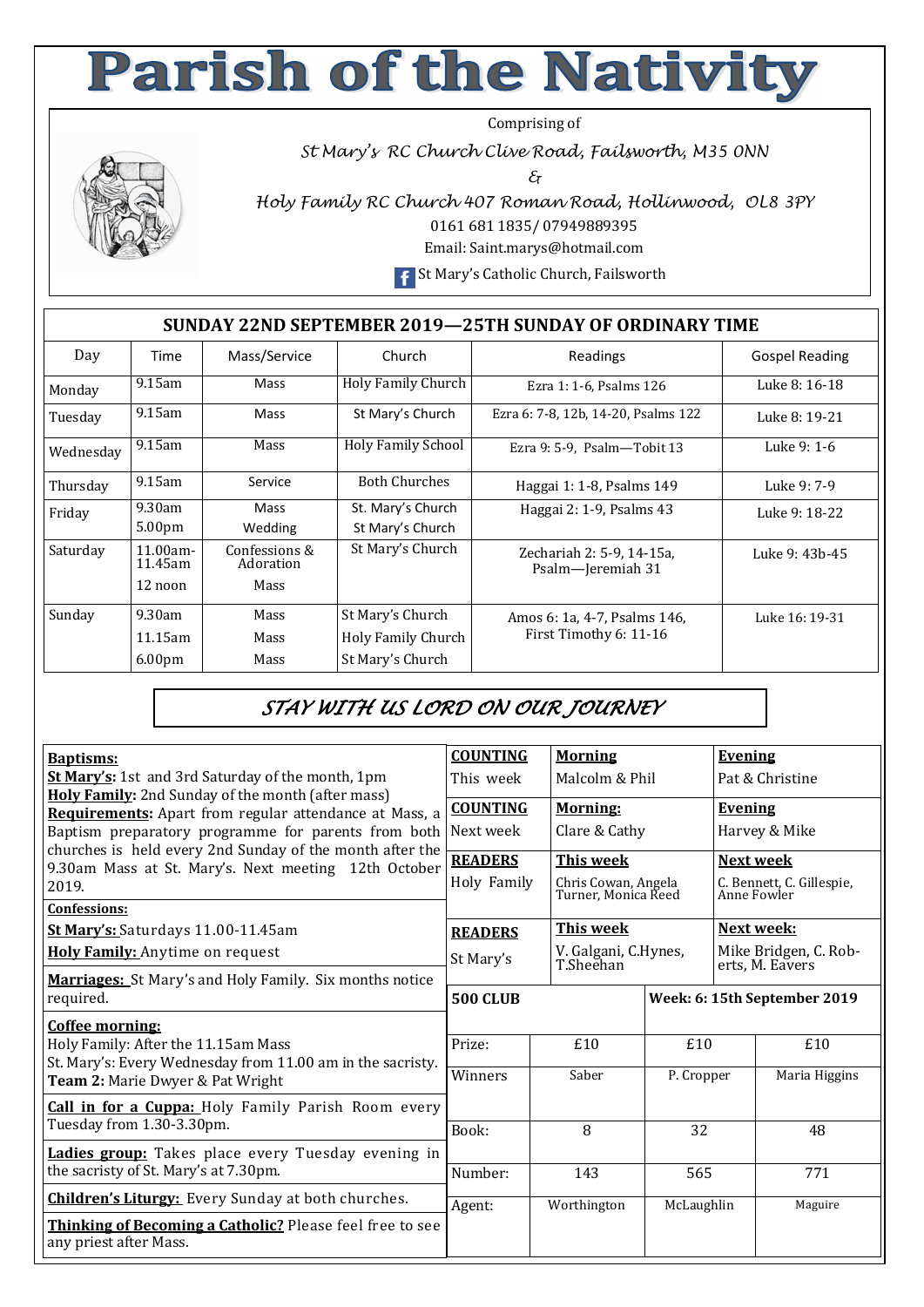# Parish of the Nativity

Comprising of

*St Mary's RC Church Clive Road, Failsworth, M35 0NN*

*&*

*Holy Family RC Church 407 Roman Road, Hollinwood, OL8 3PY*

0161 681 1835/ 07949889395

Email: Saint.marys@hotmail.com

St Mary's Catholic Church, Failsworth

## SUNDAY 22ND SEPTEMBER 2019—25TH SUNDAY OF ORDINARY TIME

| Day | Time | Mass/Service | Church | Readings | Gospel Reading |
|---|---|---|---|---|---|
| Monday | 9.15am | Mass | Holy Family Church | Ezra 1: 1-6, Psalms 126 | Luke 8: 16-18 |
| Tuesday | 9.15am | Mass | St Mary's Church | Ezra 6: 7-8, 12b, 14-20, Psalms 122 | Luke 8: 19-21 |
| Wednesday | 9.15am | Mass | Holy Family School | Ezra 9: 5-9, Psalm—Tobit 13 | Luke 9: 1-6 |
| Thursday | 9.15am | Service | Both Churches | Haggai 1: 1-8, Psalms 149 | Luke 9: 7-9 |
| Friday | 9.30am<br>5.00pm | Mass<br>Wedding | St. Mary's Church<br>St Mary's Church | Haggai 2: 1-9, Psalms 43 | Luke 9: 18-22 |
| Saturday | 11.00am-11.45am<br>12 noon | Confessions & Adoration<br>Mass | St Mary's Church | Zechariah 2: 5-9, 14-15a, Psalm—Jeremiah 31 | Luke 9: 43b-45 |
| Sunday | 9.30am<br>11.15am<br>6.00pm | Mass<br>Mass<br>Mass | St Mary's Church<br>Holy Family Church<br>St Mary's Church | Amos 6: 1a, 4-7, Psalms 146, First Timothy 6: 11-16 | Luke 16: 19-31 |

*STAY WITH US LORD ON OUR JOURNEY*

**Baptisms:**
**St Mary's:** 1st and 3rd Saturday of the month, 1pm
**Holy Family:** 2nd Sunday of the month (after mass)
**Requirements:** Apart from regular attendance at Mass, a Baptism preparatory programme for parents from both churches is held every 2nd Sunday of the month after the 9.30am Mass at St. Mary's. Next meeting 12th October 2019.

**Confessions:**
**St Mary's:** Saturdays 11.00-11.45am
**Holy Family:** Anytime on request

**Marriages:** St Mary's and Holy Family. Six months notice required.

**Coffee morning:**
Holy Family: After the 11.15am Mass
St. Mary's: Every Wednesday from 11.00 am in the sacristy.
**Team 2:** Marie Dwyer & Pat Wright

**Call in for a Cuppa:** Holy Family Parish Room every Tuesday from 1.30-3.30pm.

**Ladies group:** Takes place every Tuesday evening in the sacristy of St. Mary's at 7.30pm.

**Children's Liturgy:** Every Sunday at both churches.

**Thinking of Becoming a Catholic?** Please feel free to see any priest after Mass.

| **COUNTING** | **Morning** | **Evening** |
|---|---|---|
| This week | Malcolm & Phil | Pat & Christine |
| **COUNTING** Next week | **Morning:** Clare & Cathy | **Evening** Harvey & Mike |
| **READERS** Holy Family | **This week** Chris Cowan, Angela Turner, Monica Reed | **Next week** C. Bennett, C. Gillespie, Anne Fowler |
| **READERS** St Mary's | **This week** V. Galgani, C.Hynes, T.Sheehan | **Next week:** Mike Bridgen, C. Roberts, M. Eavers |

**500 CLUB** — **Week: 6: 15th September 2019**

| Prize: | £10 | £10 | £10 |
|---|---|---|---|
| Winners | Saber | P. Cropper | Maria Higgins |
| Book: | 8 | 32 | 48 |
| Number: | 143 | 565 | 771 |
| Agent: | Worthington | McLaughlin | Maguire |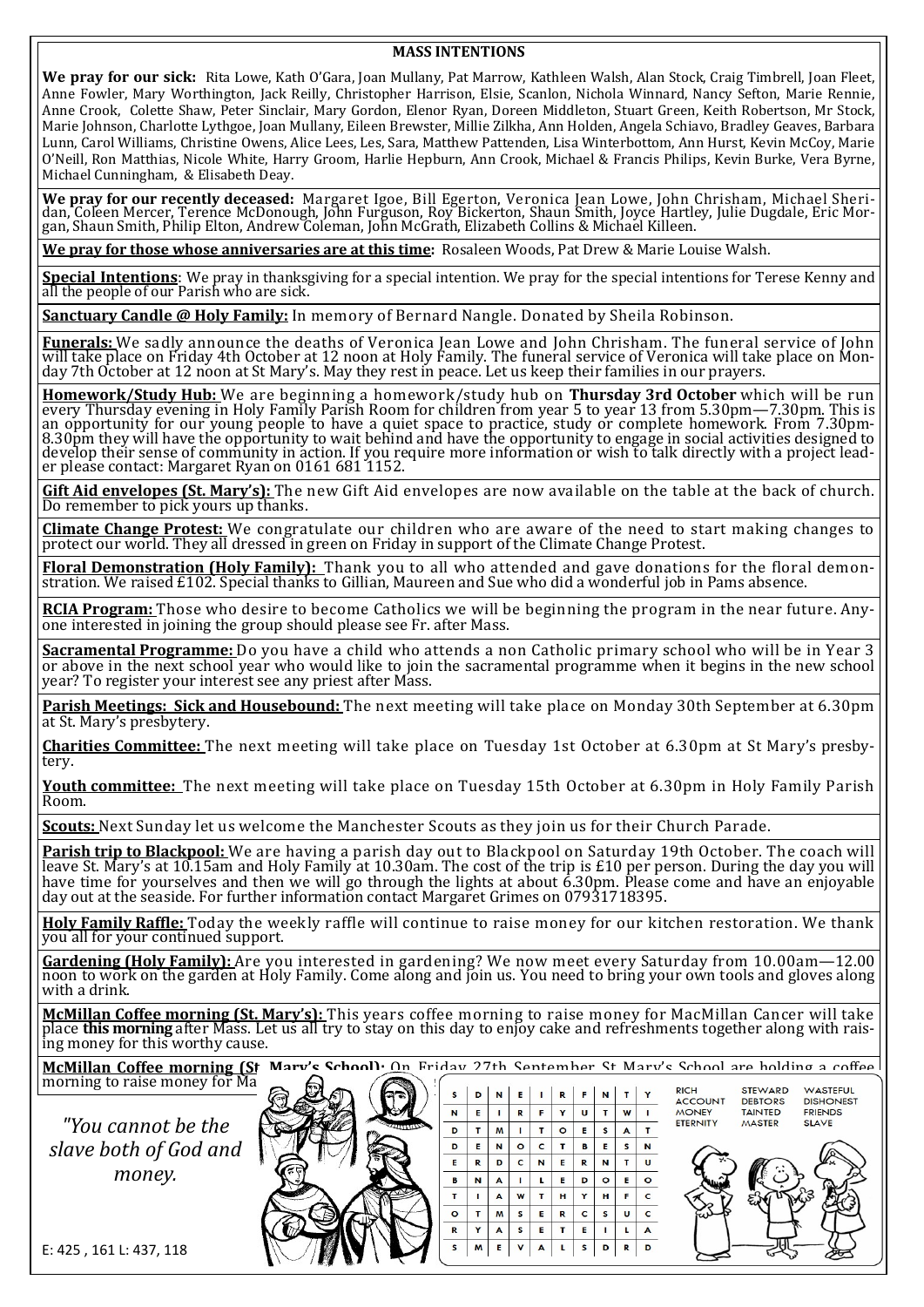## MASS INTENTIONS

**We pray for our sick:** Rita Lowe, Kath O'Gara, Joan Mullany, Pat Marrow, Kathleen Walsh, Alan Stock, Craig Timbrell, Joan Fleet, Anne Fowler, Mary Worthington, Jack Reilly, Christopher Harrison, Elsie, Scanlon, Nichola Winnard, Nancy Sefton, Marie Rennie, Anne Crook, Colette Shaw, Peter Sinclair, Mary Gordon, Elenor Ryan, Doreen Middleton, Stuart Green, Keith Robertson, Mr Stock, Marie Johnson, Charlotte Lythgoe, Joan Mullany, Eileen Brewster, Millie Zilkha, Ann Holden, Angela Schiavo, Bradley Geaves, Barbara Lunn, Carol Williams, Christine Owens, Alice Lees, Les, Sara, Matthew Pattenden, Lisa Winterbottom, Ann Hurst, Kevin McCoy, Marie O'Neill, Ron Matthias, Nicole White, Harry Groom, Harlie Hepburn, Ann Crook, Michael & Francis Philips, Kevin Burke, Vera Byrne, Michael Cunningham, & Elisabeth Deay.

**We pray for our recently deceased:** Margaret Igoe, Bill Egerton, Veronica Jean Lowe, John Chrisham, Michael Sheridan, Coleen Mercer, Terence McDonough, John Furguson, Roy Bickerton, Shaun Smith, Joyce Hartley, Julie Dugdale, Eric Morgan, Shaun Smith, Philip Elton, Andrew Coleman, John McGrath, Elizabeth Collins & Michael Killeen.

**We pray for those whose anniversaries are at this time:** Rosaleen Woods, Pat Drew & Marie Louise Walsh.

**Special Intentions**: We pray in thanksgiving for a special intention. We pray for the special intentions for Terese Kenny and all the people of our Parish who are sick.

**Sanctuary Candle @ Holy Family:** In memory of Bernard Nangle. Donated by Sheila Robinson.

**Funerals:** We sadly announce the deaths of Veronica Jean Lowe and John Chrisham. The funeral service of John will take place on Friday 4th October at 12 noon at Holy Family. The funeral service of Veronica will take place on Monday 7th October at 12 noon at St Mary's. May they rest in peace. Let us keep their families in our prayers.

**Homework/Study Hub:** We are beginning a homework/study hub on **Thursday 3rd October** which will be run every Thursday evening in Holy Family Parish Room for children from year 5 to year 13 from 5.30pm—7.30pm. This is an opportunity for our young people to have a quiet space to practice, study or complete homework. From 7.30pm-8.30pm they will have the opportunity to wait behind and have the opportunity to engage in social activities designed to develop their sense of community in action. If you require more information or wish to talk directly with a project leader please contact: Margaret Ryan on 0161 681 1152.

**Gift Aid envelopes (St. Mary's):** The new Gift Aid envelopes are now available on the table at the back of church. Do remember to pick yours up thanks.

**Climate Change Protest:** We congratulate our children who are aware of the need to start making changes to protect our world. They all dressed in green on Friday in support of the Climate Change Protest.

**Floral Demonstration (Holy Family):** Thank you to all who attended and gave donations for the floral demonstration. We raised £102. Special thanks to Gillian, Maureen and Sue who did a wonderful job in Pams absence.

**RCIA Program:** Those who desire to become Catholics we will be beginning the program in the near future. Anyone interested in joining the group should please see Fr. after Mass.

**Sacramental Programme:** Do you have a child who attends a non Catholic primary school who will be in Year 3 or above in the next school year who would like to join the sacramental programme when it begins in the new school year? To register your interest see any priest after Mass.

**Parish Meetings: Sick and Housebound:** The next meeting will take place on Monday 30th September at 6.30pm at St. Mary's presbytery.

**Charities Committee:** The next meeting will take place on Tuesday 1st October at 6.30pm at St Mary's presbytery.

**Youth committee:** The next meeting will take place on Tuesday 15th October at 6.30pm in Holy Family Parish Room.

**Scouts:** Next Sunday let us welcome the Manchester Scouts as they join us for their Church Parade.

**Parish trip to Blackpool:** We are having a parish day out to Blackpool on Saturday 19th October. The coach will leave St. Mary's at 10.15am and Holy Family at 10.30am. The cost of the trip is £10 per person. During the day you will have time for yourselves and then we will go through the lights at about 6.30pm. Please come and have an enjoyable day out at the seaside. For further information contact Margaret Grimes on 07931718395.

**Holy Family Raffle:** Today the weekly raffle will continue to raise money for our kitchen restoration. We thank you all for your continued support.

**Gardening (Holy Family):** Are you interested in gardening? We now meet every Saturday from 10.00am—12.00 noon to work on the garden at Holy Family. Come along and join us. You need to bring your own tools and gloves along with a drink.

**McMillan Coffee morning (St. Mary's):** This years coffee morning to raise money for MacMillan Cancer will take place **this morning** after Mass. Let us all try to stay on this day to enjoy cake and refreshments together along with raising money for this worthy cause.

**McMillan Coffee morning (St. Mary's School):** On Friday 27th September St Mary's School are holding a coffee morning to raise money for Ma

*"You cannot be the slave both of God and money.*

| | | | | | | | | | |
|---|---|---|---|---|---|---|---|---|---|
| S | D | N | E | I | R | F | N | T | Y |
| N | E | I | R | F | Y | U | T | W | I |
| D | T | M | I | T | O | E | S | A | T |
| D | E | N | O | C | T | B | E | S | N |
| E | R | D | C | N | E | R | N | T | U |
| B | N | A | I | L | E | D | O | E | O |
| T | I | A | W | T | H | Y | H | F | C |
| O | T | M | S | E | R | C | S | U | C |
| R | Y | A | S | E | T | E | I | L | A |
| S | M | E | V | A | L | S | D | R | D |

RICH, ACCOUNT, MONEY, ETERNITY, STEWARD, DEBTORS, TAINTED, MASTER, WASTEFUL, DISHONEST, FRIENDS, SLAVE

E: 425 , 161 L: 437, 118